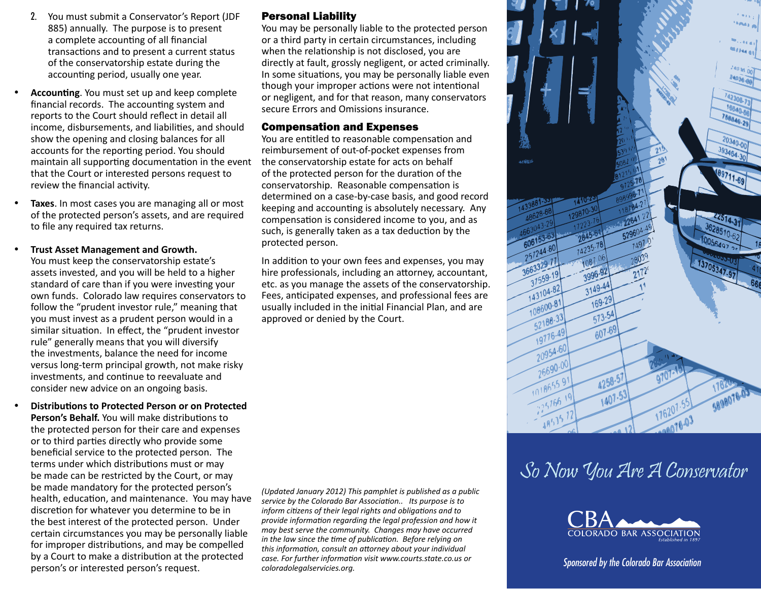2. You must submit a Conservator's Report (JDF 885) annually. The purpose is to present a complete accounting of all financial transactions and to present a current status of the conservatorship estate during the accounting period, usually one year.

- **Accounting**. You must set up and keep complete financial records. The accounting system and reports to the Court should reflect in detail all income, disbursements, and liabilities, and should show the opening and closing balances for all accounts for the reporting period. You should maintain all supporting documentation in the event that the Court or interested persons request to review the financial activity.

- **Taxes**. In most cases you are managing all or most of the protected person's assets, and are required to file any required tax returns.

- **Trust Asset Management and Growth.** You must keep the conservatorship estate's assets invested, and you will be held to a higher standard of care than if you were investing your own funds. Colorado law requires conservators to follow the "prudent investor rule," meaning that you must invest as a prudent person would in a similar situation. In effect, the "prudent investor rule" generally means that you will diversify the investments, balance the need for income versus long-term principal growth, not make risky investments, and continue to reevaluate and consider new advice on an ongoing basis.

- **Distributions to Protected Person or on Protected Person's Behalf.** You will make distributions to the protected person for their care and expenses or to third parties directly who provide some beneficial service to the protected person. The terms under which distributions must or may be made can be restricted by the Court, or may be made mandatory for the protected person's health, education, and maintenance. You may have discretion for whatever you determine to be in the best interest of the protected person. Under certain circumstances you may be personally liable for improper distributions, and may be compelled by a Court to make a distribution at the protected person's or interested person's request.

## Personal Liability

You may be personally liable to the protected person or a third party in certain circumstances, including when the relationship is not disclosed, you are directly at fault, grossly negligent, or acted criminally. In some situations, you may be personally liable even though your improper actions were not intentional or negligent, and for that reason, many conservators secure Errors and Omissions insurance.

## Compensation and Expenses

You are entitled to reasonable compensation and reimbursement of out-of-pocket expenses from the conservatorship estate for acts on behalf of the protected person for the duration of the conservatorship. Reasonable compensation is determined on a case-by-case basis, and good record keeping and accounting is absolutely necessary. Any compensation is considered income to you, and as such, is generally taken as a tax deduction by the protected person.

In addition to your own fees and expenses, you may hire professionals, including an attorney, accountant, etc. as you manage the assets of the conservatorship. Fees, anticipated expenses, and professional fees are usually included in the initial Financial Plan, and are approved or denied by the Court.

*(Updated January 2012) This pamphlet is published as a public service by the Colorado Bar Association.. Its purpose is to inform citizens of their legal rights and obligations and to provide information regarding the legal profession and how it may best serve the community. Changes may have occurred in the law since the time of publication. Before relying on this information, consult an attorney about your individual case. For further information visit www.courts.state.co.us or coloradolegalservicies.org.*

# So Now You Are A Conservator

CBA COLORADO BAR ASSOCIATION *Established in 1897*

*Sponsored by the Colorado Bar Association*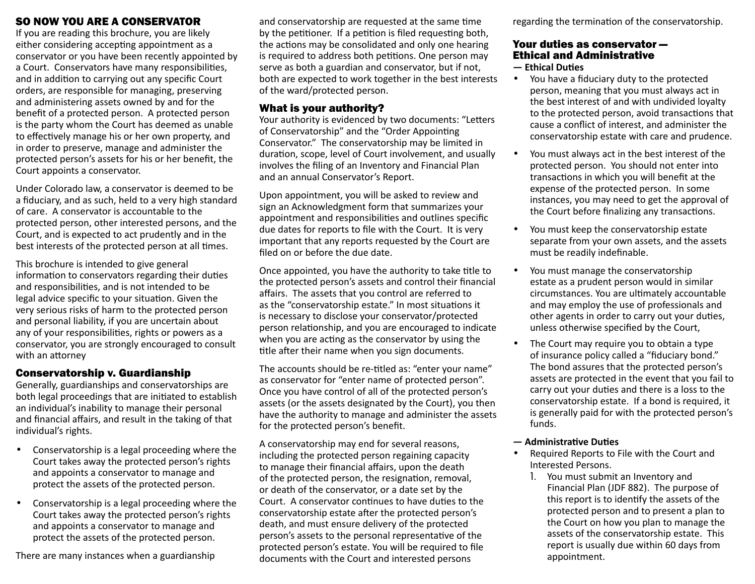## SO NOW YOU ARE A CONSERVATOR

If you are reading this brochure, you are likely either considering accepting appointment as a conservator or you have been recently appointed by a Court. Conservators have many responsibilities, and in addition to carrying out any specific Court orders, are responsible for managing, preserving and administering assets owned by and for the benefit of a protected person. A protected person is the party whom the Court has deemed as unable to effectively manage his or her own property, and in order to preserve, manage and administer the protected person's assets for his or her benefit, the Court appoints a conservator.

Under Colorado law, a conservator is deemed to be a fiduciary, and as such, held to a very high standard of care. A conservator is accountable to the protected person, other interested persons, and the Court, and is expected to act prudently and in the best interests of the protected person at all times.

This brochure is intended to give general information to conservators regarding their duties and responsibilities, and is not intended to be legal advice specific to your situation. Given the very serious risks of harm to the protected person and personal liability, if you are uncertain about any of your responsibilities, rights or powers as a conservator, you are strongly encouraged to consult with an attorney

## Conservatorship v. Guardianship

Generally, guardianships and conservatorships are both legal proceedings that are initiated to establish an individual's inability to manage their personal and financial affairs, and result in the taking of that individual's rights.

- Conservatorship is a legal proceeding where the Court takes away the protected person's rights and appoints a conservator to manage and protect the assets of the protected person.
- Conservatorship is a legal proceeding where the Court takes away the protected person's rights and appoints a conservator to manage and protect the assets of the protected person.

There are many instances when a guardianship and conservatorship are requested at the same time by the petitioner. If a petition is filed requesting both, the actions may be consolidated and only one hearing is required to address both petitions. One person may serve as both a guardian and conservator, but if not, both are expected to work together in the best interests of the ward/protected person.

## What is your authority?

Your authority is evidenced by two documents: "Letters of Conservatorship" and the "Order Appointing Conservator." The conservatorship may be limited in duration, scope, level of Court involvement, and usually involves the filing of an Inventory and Financial Plan and an annual Conservator's Report.

Upon appointment, you will be asked to review and sign an Acknowledgment form that summarizes your appointment and responsibilities and outlines specific due dates for reports to file with the Court. It is very important that any reports requested by the Court are filed on or before the due date.

Once appointed, you have the authority to take title to the protected person's assets and control their financial affairs. The assets that you control are referred to as the "conservatorship estate." In most situations it is necessary to disclose your conservator/protected person relationship, and you are encouraged to indicate when you are acting as the conservator by using the title after their name when you sign documents.

The accounts should be re-titled as: "enter your name" as conservator for "enter name of protected person". Once you have control of all of the protected person's assets (or the assets designated by the Court), you then have the authority to manage and administer the assets for the protected person's benefit.

A conservatorship may end for several reasons, including the protected person regaining capacity to manage their financial affairs, upon the death of the protected person, the resignation, removal, or death of the conservator, or a date set by the Court. A conservator continues to have duties to the conservatorship estate after the protected person's death, and must ensure delivery of the protected person's assets to the personal representative of the protected person's estate. You will be required to file documents with the Court and interested persons regarding the termination of the conservatorship.

## Your duties as conservator — Ethical and Administrative

**— Ethical Duties**

- You have a fiduciary duty to the protected person, meaning that you must always act in the best interest of and with undivided loyalty to the protected person, avoid transactions that cause a conflict of interest, and administer the conservatorship estate with care and prudence.
- You must always act in the best interest of the protected person. You should not enter into transactions in which you will benefit at the expense of the protected person. In some instances, you may need to get the approval of the Court before finalizing any transactions.
- You must keep the conservatorship estate separate from your own assets, and the assets must be readily indefinable.
- You must manage the conservatorship estate as a prudent person would in similar circumstances. You are ultimately accountable and may employ the use of professionals and other agents in order to carry out your duties, unless otherwise specified by the Court,
- The Court may require you to obtain a type of insurance policy called a "fiduciary bond." The bond assures that the protected person's assets are protected in the event that you fail to carry out your duties and there is a loss to the conservatorship estate. If a bond is required, it is generally paid for with the protected person's funds.

**— Administrative Duties**

- Required Reports to File with the Court and Interested Persons.
    1. You must submit an Inventory and Financial Plan (JDF 882). The purpose of this report is to identify the assets of the protected person and to present a plan to the Court on how you plan to manage the assets of the conservatorship estate. This report is usually due within 60 days from appointment.